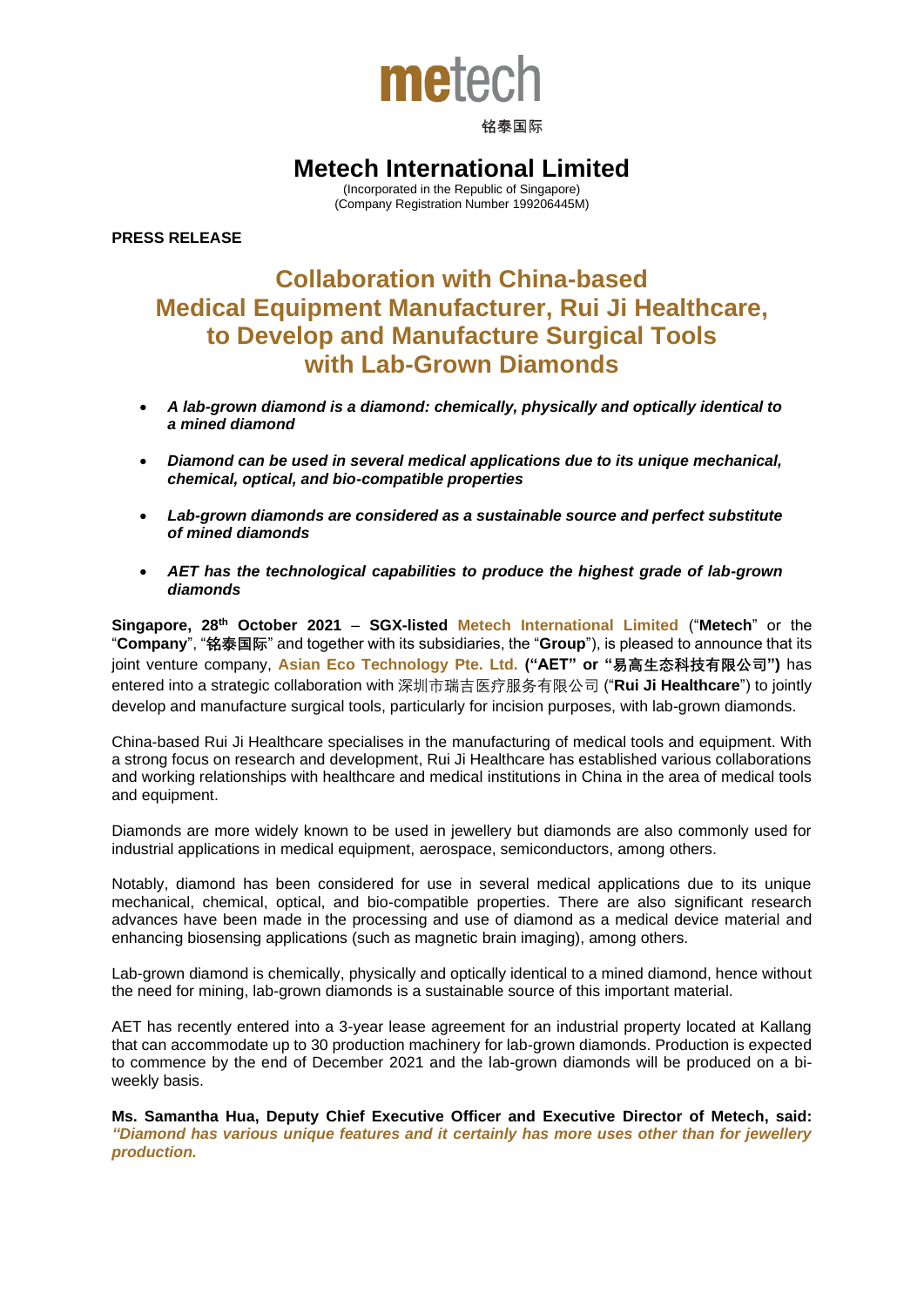metech

铭泰国际

# Metech International Limited

(Incorporated in the Republic of Singapore)
(Company Registration Number 199206445M)

**PRESS RELEASE**

## Collaboration with China-based Medical Equipment Manufacturer, Rui Ji Healthcare, to Develop and Manufacture Surgical Tools with Lab-Grown Diamonds

- ***A lab-grown diamond is a diamond: chemically, physically and optically identical to a mined diamond***
- ***Diamond can be used in several medical applications due to its unique mechanical, chemical, optical, and bio-compatible properties***
- ***Lab-grown diamonds are considered as a sustainable source and perfect substitute of mined diamonds***
- ***AET has the technological capabilities to produce the highest grade of lab-grown diamonds***

**Singapore, 28th October 2021** – **SGX-listed** **Metech International Limited** ("**Metech**" or the "**Company**", "**铭泰国际**" and together with its subsidiaries, the "**Group**"), is pleased to announce that its joint venture company, **Asian Eco Technology Pte. Ltd.** **("AET" or "易高生态科技有限公司")** has entered into a strategic collaboration with 深圳市瑞吉医疗服务有限公司 ("**Rui Ji Healthcare**") to jointly develop and manufacture surgical tools, particularly for incision purposes, with lab-grown diamonds.

China-based Rui Ji Healthcare specialises in the manufacturing of medical tools and equipment. With a strong focus on research and development, Rui Ji Healthcare has established various collaborations and working relationships with healthcare and medical institutions in China in the area of medical tools and equipment.

Diamonds are more widely known to be used in jewellery but diamonds are also commonly used for industrial applications in medical equipment, aerospace, semiconductors, among others.

Notably, diamond has been considered for use in several medical applications due to its unique mechanical, chemical, optical, and bio-compatible properties. There are also significant research advances have been made in the processing and use of diamond as a medical device material and enhancing biosensing applications (such as magnetic brain imaging), among others.

Lab-grown diamond is chemically, physically and optically identical to a mined diamond, hence without the need for mining, lab-grown diamonds is a sustainable source of this important material.

AET has recently entered into a 3-year lease agreement for an industrial property located at Kallang that can accommodate up to 30 production machinery for lab-grown diamonds. Production is expected to commence by the end of December 2021 and the lab-grown diamonds will be produced on a bi-weekly basis.

**Ms. Samantha Hua, Deputy Chief Executive Officer and Executive Director of Metech, said:** ***"Diamond has various unique features and it certainly has more uses other than for jewellery production.***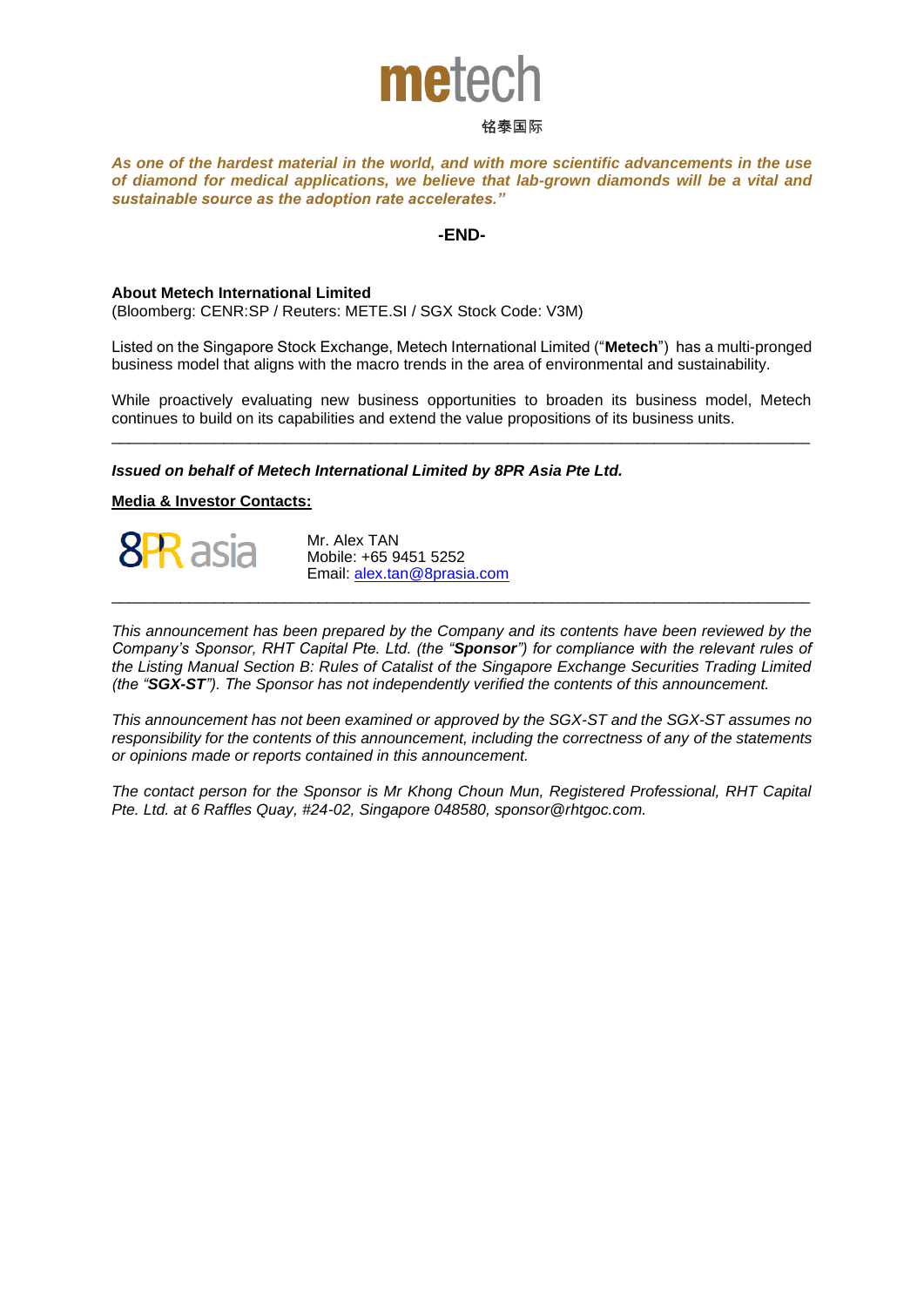***As one of the hardest material in the world, and with more scientific advancements in the use of diamond for medical applications, we believe that lab-grown diamonds will be a vital and sustainable source as the adoption rate accelerates."***

**-END-**

**About Metech International Limited**
(Bloomberg: CENR:SP / Reuters: METE.SI / SGX Stock Code: V3M)

Listed on the Singapore Stock Exchange, Metech International Limited ("**Metech**") has a multi-pronged business model that aligns with the macro trends in the area of environmental and sustainability.

While proactively evaluating new business opportunities to broaden its business model, Metech continues to build on its capabilities and extend the value propositions of its business units.

---

***Issued on behalf of Metech International Limited by 8PR Asia Pte Ltd.***

**Media & Investor Contacts:**

8PR asia

Mr. Alex TAN
Mobile: +65 9451 5252
Email: alex.tan@8prasia.com

---

*This announcement has been prepared by the Company and its contents have been reviewed by the Company's Sponsor, RHT Capital Pte. Ltd. (the "**Sponsor**") for compliance with the relevant rules of the Listing Manual Section B: Rules of Catalist of the Singapore Exchange Securities Trading Limited (the "**SGX-ST**"). The Sponsor has not independently verified the contents of this announcement.*

*This announcement has not been examined or approved by the SGX-ST and the SGX-ST assumes no responsibility for the contents of this announcement, including the correctness of any of the statements or opinions made or reports contained in this announcement.*

*The contact person for the Sponsor is Mr Khong Choun Mun, Registered Professional, RHT Capital Pte. Ltd. at 6 Raffles Quay, #24-02, Singapore 048580, sponsor@rhtgoc.com.*